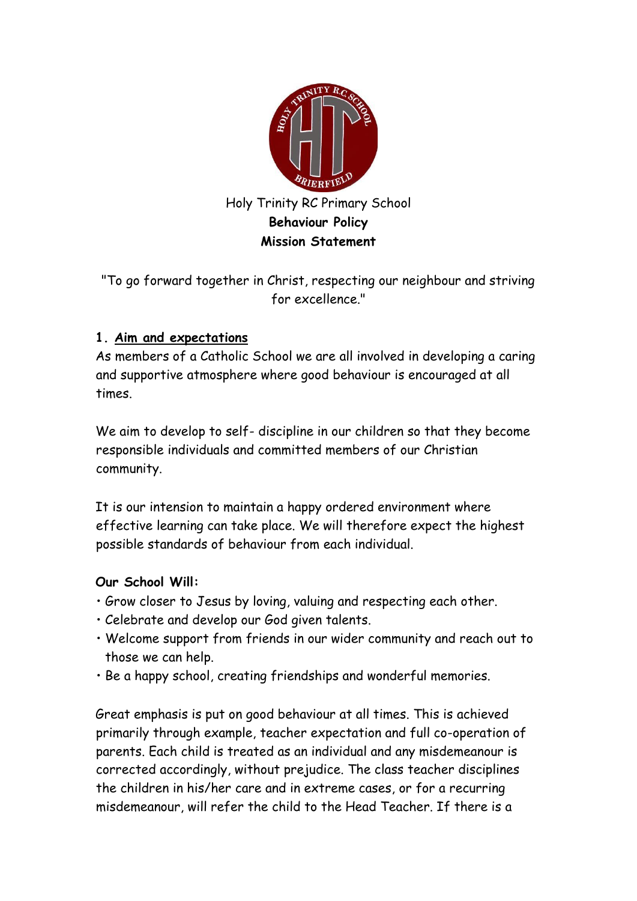Holy Trinity RC Primary School

**Behaviour Policy**

**Mission Statement**

"To go forward together in Christ, respecting our neighbour and striving for excellence."

## 1. Aim and expectations

As members of a Catholic School we are all involved in developing a caring and supportive atmosphere where good behaviour is encouraged at all times.

We aim to develop to self- discipline in our children so that they become responsible individuals and committed members of our Christian community.

It is our intension to maintain a happy ordered environment where effective learning can take place. We will therefore expect the highest possible standards of behaviour from each individual.

**Our School Will:**

- Grow closer to Jesus by loving, valuing and respecting each other.
- Celebrate and develop our God given talents.
- Welcome support from friends in our wider community and reach out to those we can help.
- Be a happy school, creating friendships and wonderful memories.

Great emphasis is put on good behaviour at all times. This is achieved primarily through example, teacher expectation and full co-operation of parents. Each child is treated as an individual and any misdemeanour is corrected accordingly, without prejudice. The class teacher disciplines the children in his/her care and in extreme cases, or for a recurring misdemeanour, will refer the child to the Head Teacher. If there is a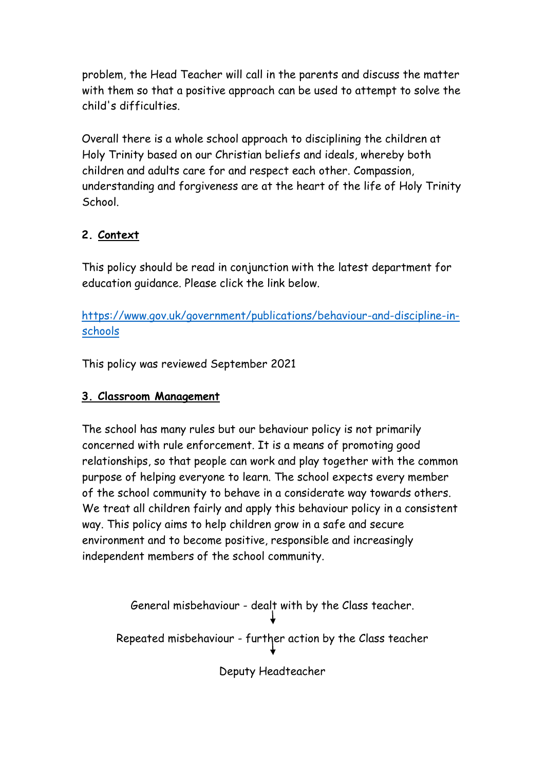problem, the Head Teacher will call in the parents and discuss the matter with them so that a positive approach can be used to attempt to solve the child's difficulties.

Overall there is a whole school approach to disciplining the children at Holy Trinity based on our Christian beliefs and ideals, whereby both children and adults care for and respect each other. Compassion, understanding and forgiveness are at the heart of the life of Holy Trinity School.

## 2. Context

This policy should be read in conjunction with the latest department for education guidance. Please click the link below.

[https://www.gov.uk/government/publications/behaviour-and-discipline-in-schools](https://www.gov.uk/government/publications/behaviour-and-discipline-in-schools)

This policy was reviewed September 2021

## 3. Classroom Management

The school has many rules but our behaviour policy is not primarily concerned with rule enforcement. It is a means of promoting good relationships, so that people can work and play together with the common purpose of helping everyone to learn. The school expects every member of the school community to behave in a considerate way towards others. We treat all children fairly and apply this behaviour policy in a consistent way. This policy aims to help children grow in a safe and secure environment and to become positive, responsible and increasingly independent members of the school community.

General misbehaviour - dealt with by the Class teacher.

↓

Repeated misbehaviour - further action by the Class teacher

↓

Deputy Headteacher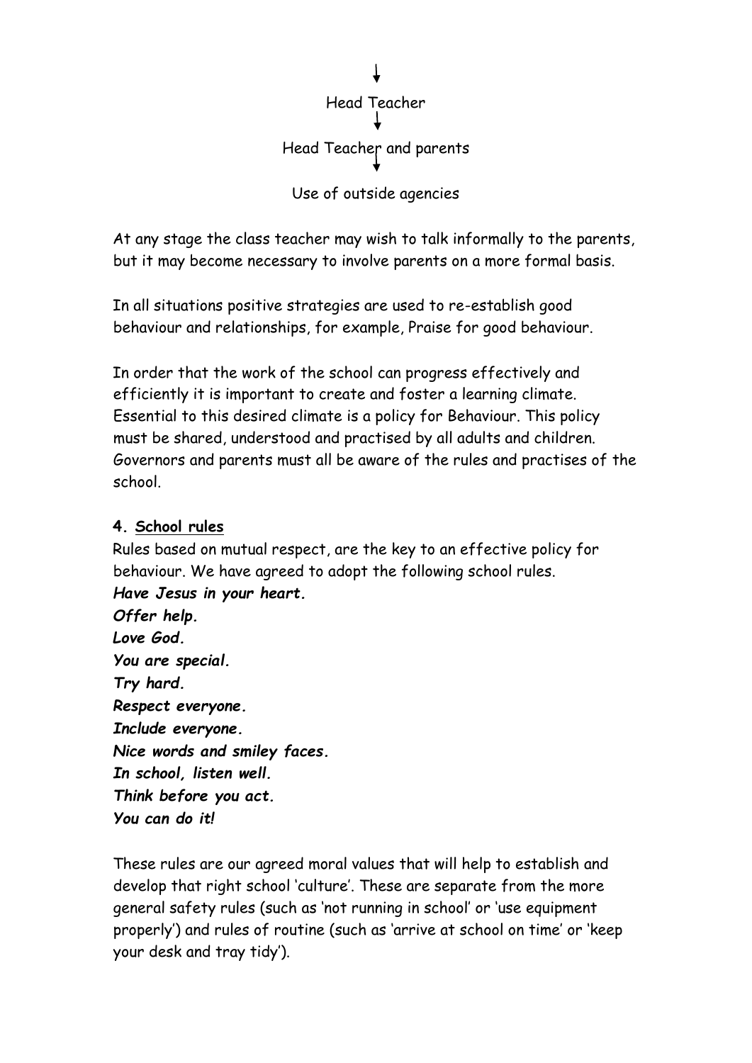↓

Head Teacher

↓

Head Teacher and parents

↓

Use of outside agencies

At any stage the class teacher may wish to talk informally to the parents, but it may become necessary to involve parents on a more formal basis.

In all situations positive strategies are used to re-establish good behaviour and relationships, for example, Praise for good behaviour.

In order that the work of the school can progress effectively and efficiently it is important to create and foster a learning climate. Essential to this desired climate is a policy for Behaviour. This policy must be shared, understood and practised by all adults and children. Governors and parents must all be aware of the rules and practises of the school.

**4. <u>School rules</u>**

Rules based on mutual respect, are the key to an effective policy for behaviour. We have agreed to adopt the following school rules.

***Have Jesus in your heart.***
***Offer help.***
***Love God.***
***You are special.***
***Try hard.***
***Respect everyone.***
***Include everyone.***
***Nice words and smiley faces.***
***In school, listen well.***
***Think before you act.***
***You can do it!***

These rules are our agreed moral values that will help to establish and develop that right school 'culture'. These are separate from the more general safety rules (such as 'not running in school' or 'use equipment properly') and rules of routine (such as 'arrive at school on time' or 'keep your desk and tray tidy').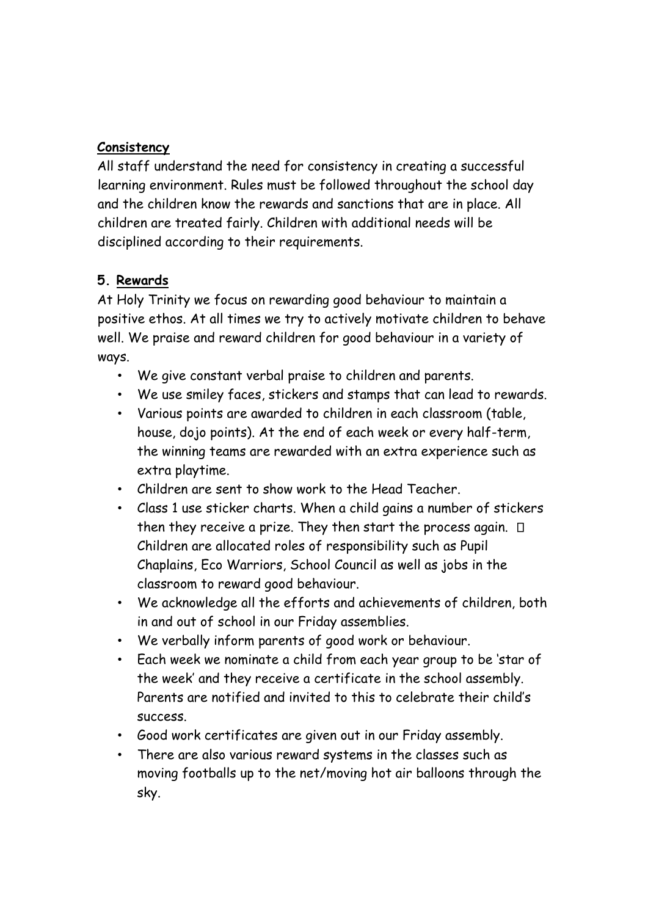**Consistency**

All staff understand the need for consistency in creating a successful learning environment. Rules must be followed throughout the school day and the children know the rewards and sanctions that are in place. All children are treated fairly. Children with additional needs will be disciplined according to their requirements.

**5. Rewards**

At Holy Trinity we focus on rewarding good behaviour to maintain a positive ethos. At all times we try to actively motivate children to behave well. We praise and reward children for good behaviour in a variety of ways.

- We give constant verbal praise to children and parents.
- We use smiley faces, stickers and stamps that can lead to rewards.
- Various points are awarded to children in each classroom (table, house, dojo points). At the end of each week or every half-term, the winning teams are rewarded with an extra experience such as extra playtime.
- Children are sent to show work to the Head Teacher.
- Class 1 use sticker charts. When a child gains a number of stickers then they receive a prize. They then start the process again.
- Children are allocated roles of responsibility such as Pupil Chaplains, Eco Warriors, School Council as well as jobs in the classroom to reward good behaviour.
- We acknowledge all the efforts and achievements of children, both in and out of school in our Friday assemblies.
- We verbally inform parents of good work or behaviour.
- Each week we nominate a child from each year group to be 'star of the week' and they receive a certificate in the school assembly. Parents are notified and invited to this to celebrate their child's success.
- Good work certificates are given out in our Friday assembly.
- There are also various reward systems in the classes such as moving footballs up to the net/moving hot air balloons through the sky.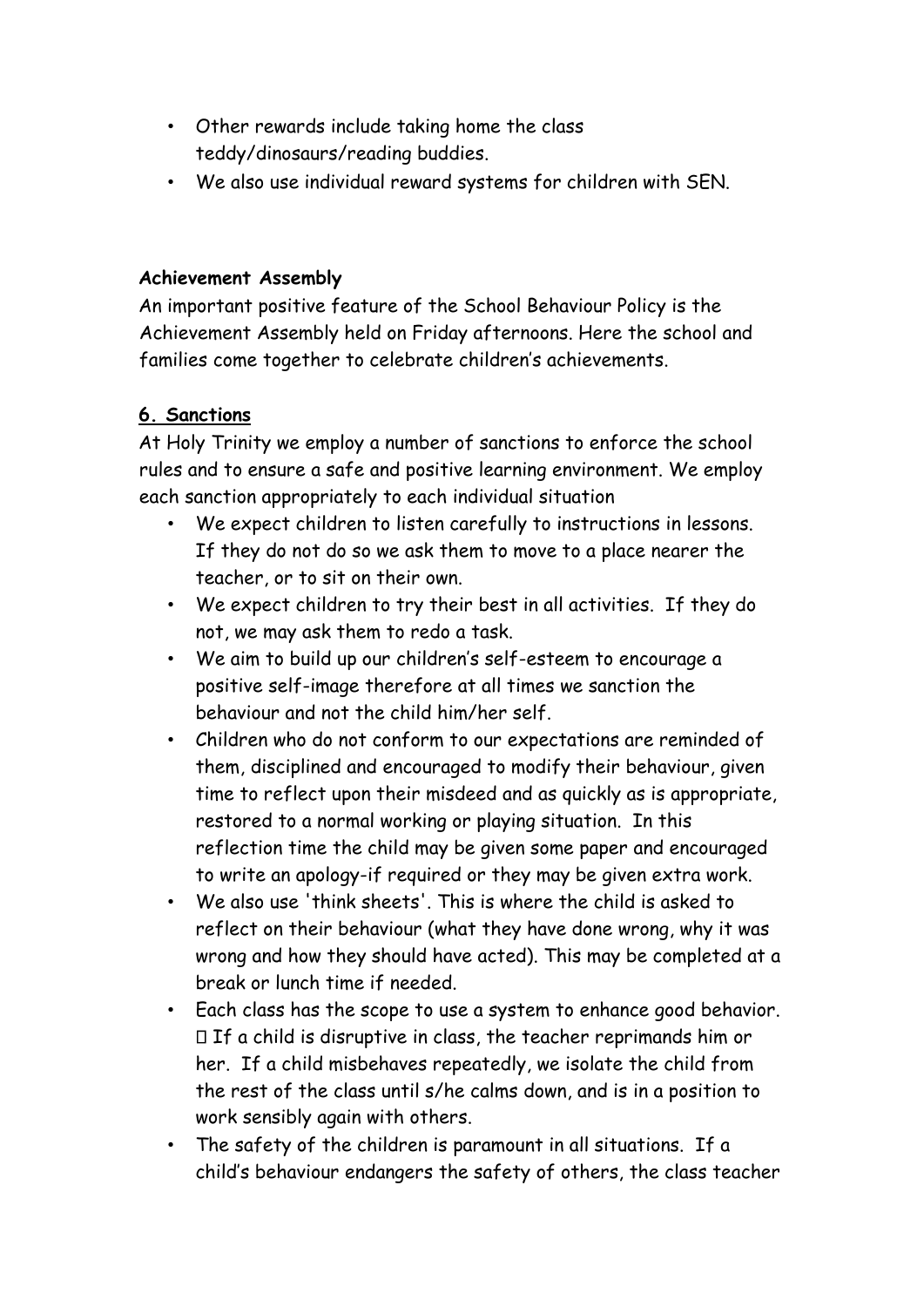- Other rewards include taking home the class teddy/dinosaurs/reading buddies.
- We also use individual reward systems for children with SEN.

**Achievement Assembly**

An important positive feature of the School Behaviour Policy is the Achievement Assembly held on Friday afternoons. Here the school and families come together to celebrate children's achievements.

## 6. Sanctions

At Holy Trinity we employ a number of sanctions to enforce the school rules and to ensure a safe and positive learning environment. We employ each sanction appropriately to each individual situation

- We expect children to listen carefully to instructions in lessons. If they do not do so we ask them to move to a place nearer the teacher, or to sit on their own.
- We expect children to try their best in all activities. If they do not, we may ask them to redo a task.
- We aim to build up our children's self-esteem to encourage a positive self-image therefore at all times we sanction the behaviour and not the child him/her self.
- Children who do not conform to our expectations are reminded of them, disciplined and encouraged to modify their behaviour, given time to reflect upon their misdeed and as quickly as is appropriate, restored to a normal working or playing situation. In this reflection time the child may be given some paper and encouraged to write an apology-if required or they may be given extra work.
- We also use 'think sheets'. This is where the child is asked to reflect on their behaviour (what they have done wrong, why it was wrong and how they should have acted). This may be completed at a break or lunch time if needed.
- Each class has the scope to use a system to enhance good behavior.  If a child is disruptive in class, the teacher reprimands him or her. If a child misbehaves repeatedly, we isolate the child from the rest of the class until s/he calms down, and is in a position to work sensibly again with others.
- The safety of the children is paramount in all situations. If a child's behaviour endangers the safety of others, the class teacher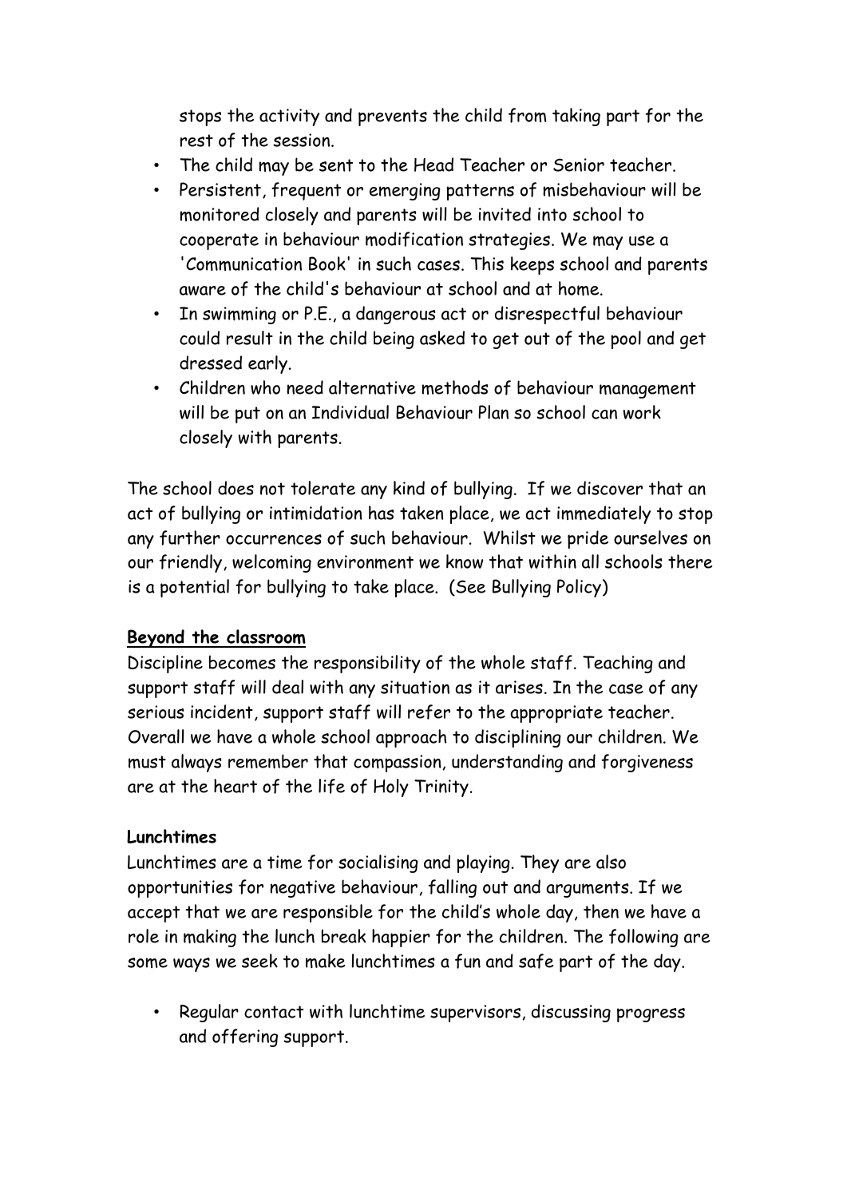stops the activity and prevents the child from taking part for the rest of the session.

- The child may be sent to the Head Teacher or Senior teacher.
- Persistent, frequent or emerging patterns of misbehaviour will be monitored closely and parents will be invited into school to cooperate in behaviour modification strategies. We may use a 'Communication Book' in such cases. This keeps school and parents aware of the child's behaviour at school and at home.
- In swimming or P.E., a dangerous act or disrespectful behaviour could result in the child being asked to get out of the pool and get dressed early.
- Children who need alternative methods of behaviour management will be put on an Individual Behaviour Plan so school can work closely with parents.

The school does not tolerate any kind of bullying. If we discover that an act of bullying or intimidation has taken place, we act immediately to stop any further occurrences of such behaviour. Whilst we pride ourselves on our friendly, welcoming environment we know that within all schools there is a potential for bullying to take place. (See Bullying Policy)

**<u>Beyond the classroom</u>**

Discipline becomes the responsibility of the whole staff. Teaching and support staff will deal with any situation as it arises. In the case of any serious incident, support staff will refer to the appropriate teacher. Overall we have a whole school approach to disciplining our children. We must always remember that compassion, understanding and forgiveness are at the heart of the life of Holy Trinity.

**Lunchtimes**

Lunchtimes are a time for socialising and playing. They are also opportunities for negative behaviour, falling out and arguments. If we accept that we are responsible for the child's whole day, then we have a role in making the lunch break happier for the children. The following are some ways we seek to make lunchtimes a fun and safe part of the day.

- Regular contact with lunchtime supervisors, discussing progress and offering support.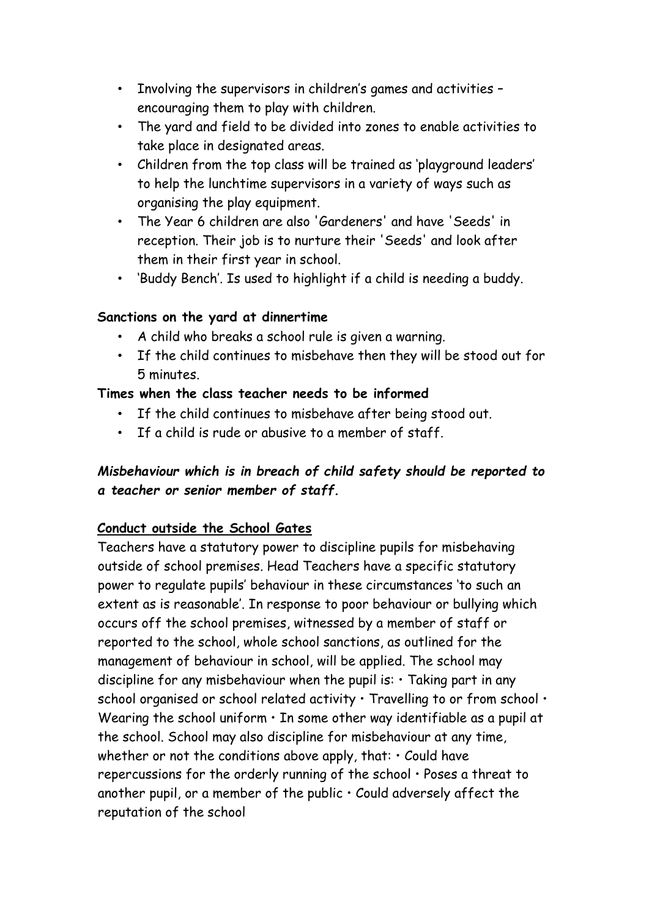- Involving the supervisors in children's games and activities – encouraging them to play with children.
- The yard and field to be divided into zones to enable activities to take place in designated areas.
- Children from the top class will be trained as 'playground leaders' to help the lunchtime supervisors in a variety of ways such as organising the play equipment.
- The Year 6 children are also 'Gardeners' and have 'Seeds' in reception. Their job is to nurture their 'Seeds' and look after them in their first year in school.
- 'Buddy Bench'. Is used to highlight if a child is needing a buddy.

**Sanctions on the yard at dinnertime**

- A child who breaks a school rule is given a warning.
- If the child continues to misbehave then they will be stood out for 5 minutes.

**Times when the class teacher needs to be informed**

- If the child continues to misbehave after being stood out.
- If a child is rude or abusive to a member of staff.

***Misbehaviour which is in breach of child safety should be reported to a teacher or senior member of staff.***

**Conduct outside the School Gates**

Teachers have a statutory power to discipline pupils for misbehaving outside of school premises. Head Teachers have a specific statutory power to regulate pupils' behaviour in these circumstances 'to such an extent as is reasonable'. In response to poor behaviour or bullying which occurs off the school premises, witnessed by a member of staff or reported to the school, whole school sanctions, as outlined for the management of behaviour in school, will be applied. The school may discipline for any misbehaviour when the pupil is: • Taking part in any school organised or school related activity • Travelling to or from school • Wearing the school uniform • In some other way identifiable as a pupil at the school. School may also discipline for misbehaviour at any time, whether or not the conditions above apply, that: • Could have repercussions for the orderly running of the school • Poses a threat to another pupil, or a member of the public • Could adversely affect the reputation of the school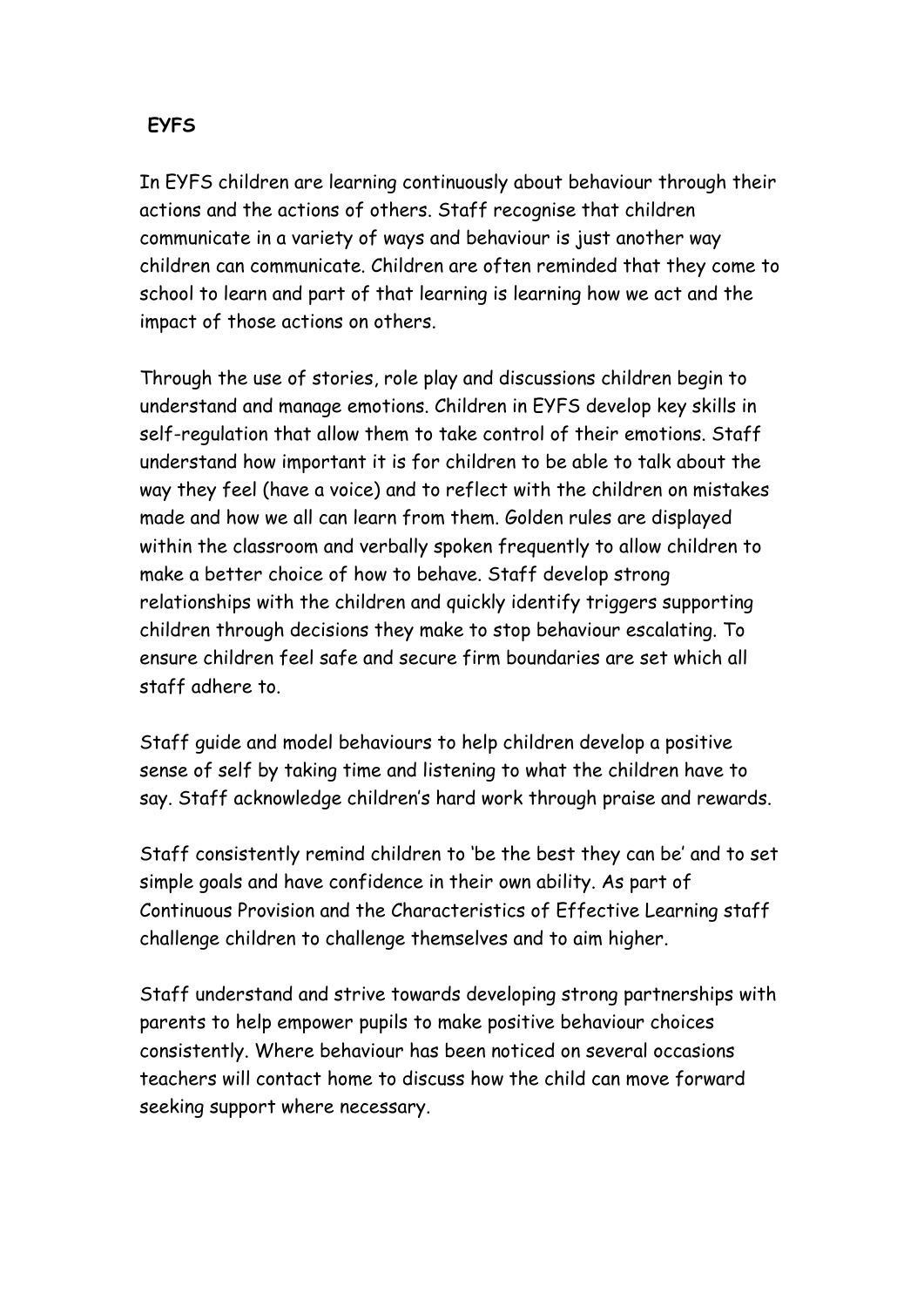**EYFS**

In EYFS children are learning continuously about behaviour through their actions and the actions of others. Staff recognise that children communicate in a variety of ways and behaviour is just another way children can communicate. Children are often reminded that they come to school to learn and part of that learning is learning how we act and the impact of those actions on others.

Through the use of stories, role play and discussions children begin to understand and manage emotions. Children in EYFS develop key skills in self-regulation that allow them to take control of their emotions. Staff understand how important it is for children to be able to talk about the way they feel (have a voice) and to reflect with the children on mistakes made and how we all can learn from them. Golden rules are displayed within the classroom and verbally spoken frequently to allow children to make a better choice of how to behave. Staff develop strong relationships with the children and quickly identify triggers supporting children through decisions they make to stop behaviour escalating. To ensure children feel safe and secure firm boundaries are set which all staff adhere to.

Staff guide and model behaviours to help children develop a positive sense of self by taking time and listening to what the children have to say. Staff acknowledge children's hard work through praise and rewards.

Staff consistently remind children to 'be the best they can be' and to set simple goals and have confidence in their own ability. As part of Continuous Provision and the Characteristics of Effective Learning staff challenge children to challenge themselves and to aim higher.

Staff understand and strive towards developing strong partnerships with parents to help empower pupils to make positive behaviour choices consistently. Where behaviour has been noticed on several occasions teachers will contact home to discuss how the child can move forward seeking support where necessary.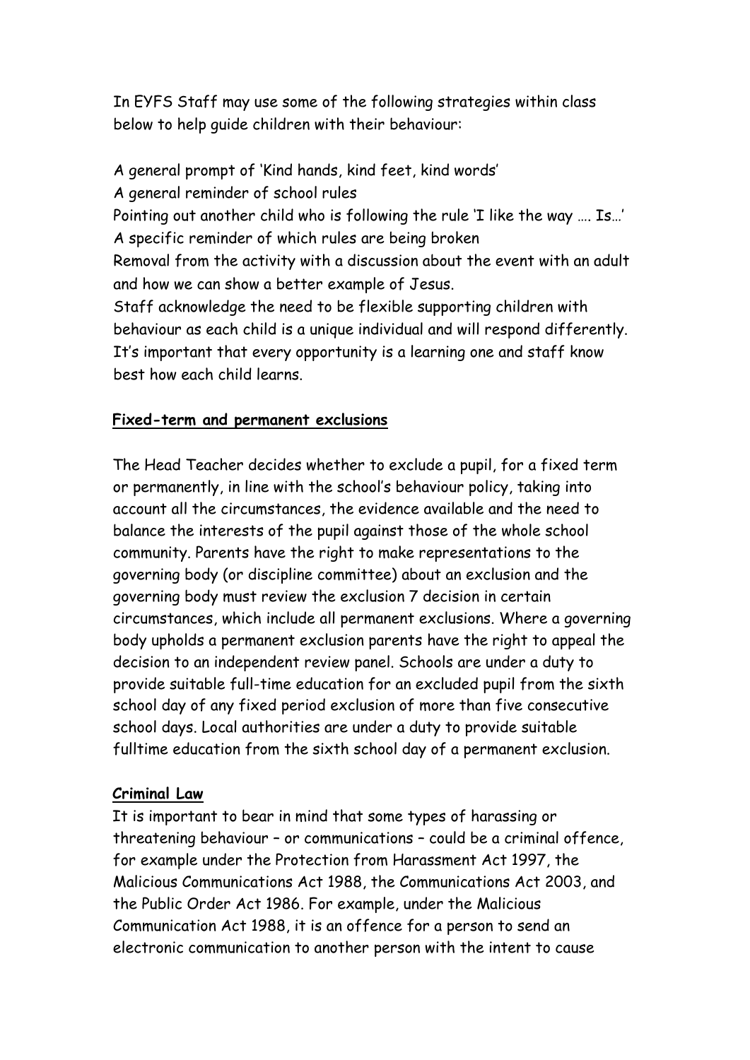In EYFS Staff may use some of the following strategies within class below to help guide children with their behaviour:

A general prompt of 'Kind hands, kind feet, kind words'
A general reminder of school rules
Pointing out another child who is following the rule 'I like the way …. Is…'
A specific reminder of which rules are being broken
Removal from the activity with a discussion about the event with an adult and how we can show a better example of Jesus.
Staff acknowledge the need to be flexible supporting children with behaviour as each child is a unique individual and will respond differently. It's important that every opportunity is a learning one and staff know best how each child learns.

**Fixed-term and permanent exclusions**

The Head Teacher decides whether to exclude a pupil, for a fixed term or permanently, in line with the school's behaviour policy, taking into account all the circumstances, the evidence available and the need to balance the interests of the pupil against those of the whole school community. Parents have the right to make representations to the governing body (or discipline committee) about an exclusion and the governing body must review the exclusion 7 decision in certain circumstances, which include all permanent exclusions. Where a governing body upholds a permanent exclusion parents have the right to appeal the decision to an independent review panel. Schools are under a duty to provide suitable full-time education for an excluded pupil from the sixth school day of any fixed period exclusion of more than five consecutive school days. Local authorities are under a duty to provide suitable fulltime education from the sixth school day of a permanent exclusion.

**Criminal Law**

It is important to bear in mind that some types of harassing or threatening behaviour – or communications – could be a criminal offence, for example under the Protection from Harassment Act 1997, the Malicious Communications Act 1988, the Communications Act 2003, and the Public Order Act 1986. For example, under the Malicious Communication Act 1988, it is an offence for a person to send an electronic communication to another person with the intent to cause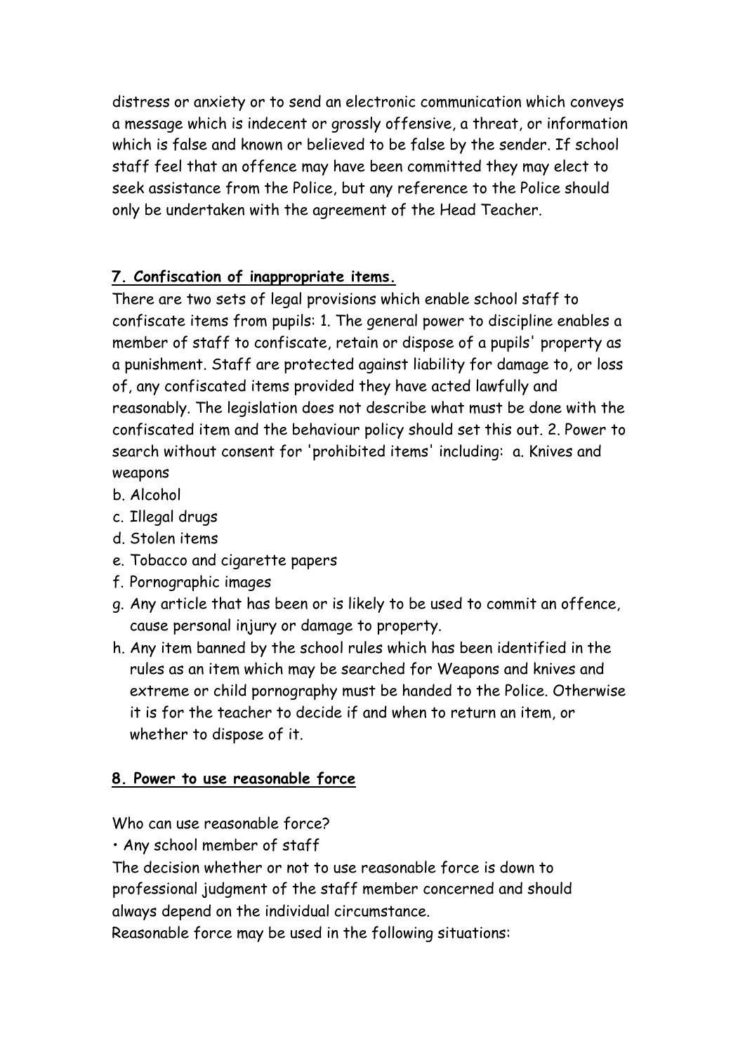distress or anxiety or to send an electronic communication which conveys a message which is indecent or grossly offensive, a threat, or information which is false and known or believed to be false by the sender. If school staff feel that an offence may have been committed they may elect to seek assistance from the Police, but any reference to the Police should only be undertaken with the agreement of the Head Teacher.

## 7. Confiscation of inappropriate items.

There are two sets of legal provisions which enable school staff to confiscate items from pupils: 1. The general power to discipline enables a member of staff to confiscate, retain or dispose of a pupils' property as a punishment. Staff are protected against liability for damage to, or loss of, any confiscated items provided they have acted lawfully and reasonably. The legislation does not describe what must be done with the confiscated item and the behaviour policy should set this out. 2. Power to search without consent for 'prohibited items' including: a. Knives and weapons

b. Alcohol
c. Illegal drugs
d. Stolen items
e. Tobacco and cigarette papers
f. Pornographic images
g. Any article that has been or is likely to be used to commit an offence, cause personal injury or damage to property.
h. Any item banned by the school rules which has been identified in the rules as an item which may be searched for Weapons and knives and extreme or child pornography must be handed to the Police. Otherwise it is for the teacher to decide if and when to return an item, or whether to dispose of it.

## 8. Power to use reasonable force

Who can use reasonable force?

- Any school member of staff

The decision whether or not to use reasonable force is down to professional judgment of the staff member concerned and should always depend on the individual circumstance.

Reasonable force may be used in the following situations: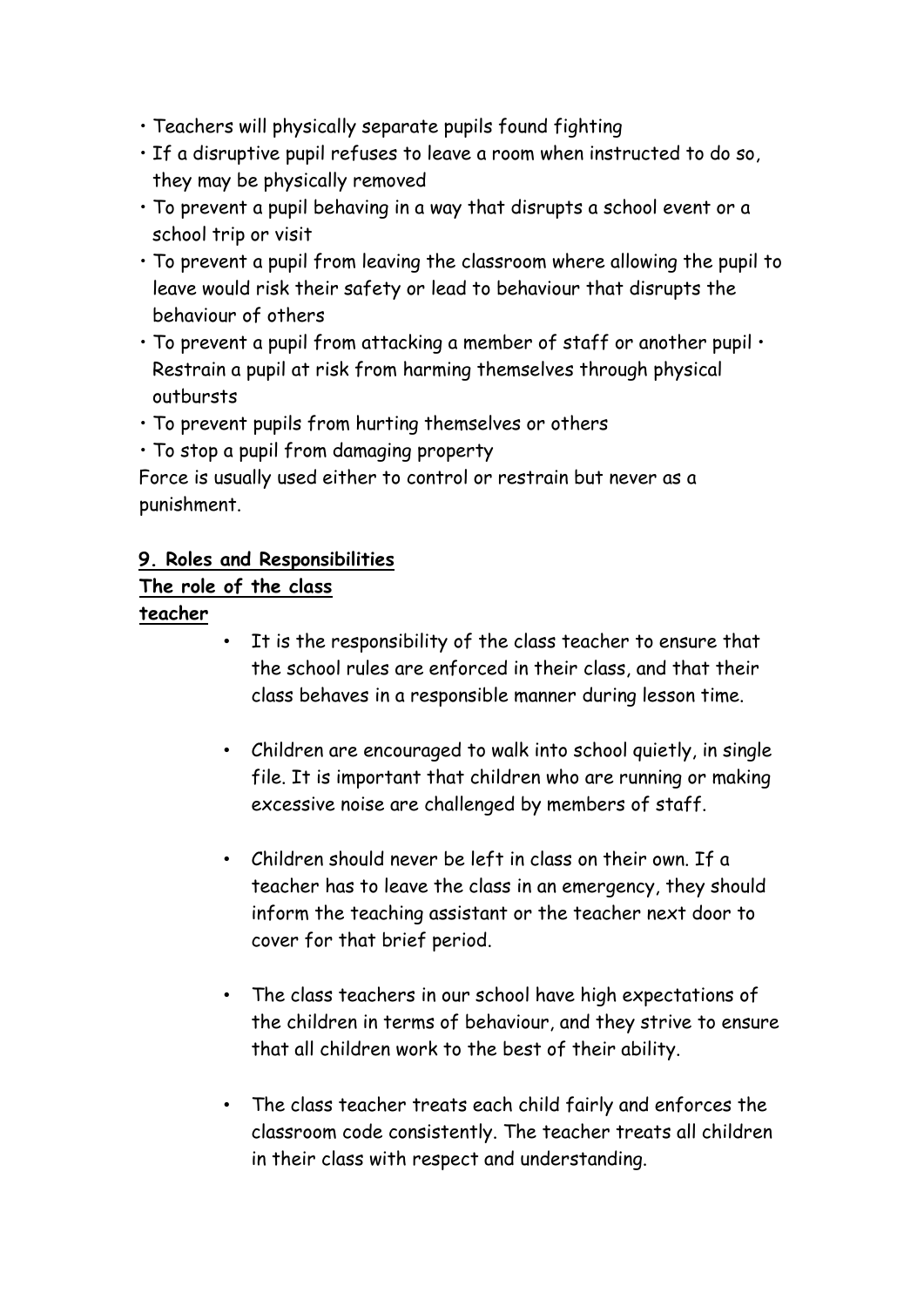- Teachers will physically separate pupils found fighting
- If a disruptive pupil refuses to leave a room when instructed to do so, they may be physically removed
- To prevent a pupil behaving in a way that disrupts a school event or a school trip or visit
- To prevent a pupil from leaving the classroom where allowing the pupil to leave would risk their safety or lead to behaviour that disrupts the behaviour of others
- To prevent a pupil from attacking a member of staff or another pupil • Restrain a pupil at risk from harming themselves through physical outbursts
- To prevent pupils from hurting themselves or others
- To stop a pupil from damaging property

Force is usually used either to control or restrain but never as a punishment.

**9. Roles and Responsibilities**

**The role of the class teacher**

- It is the responsibility of the class teacher to ensure that the school rules are enforced in their class, and that their class behaves in a responsible manner during lesson time.
- Children are encouraged to walk into school quietly, in single file. It is important that children who are running or making excessive noise are challenged by members of staff.
- Children should never be left in class on their own. If a teacher has to leave the class in an emergency, they should inform the teaching assistant or the teacher next door to cover for that brief period.
- The class teachers in our school have high expectations of the children in terms of behaviour, and they strive to ensure that all children work to the best of their ability.
- The class teacher treats each child fairly and enforces the classroom code consistently. The teacher treats all children in their class with respect and understanding.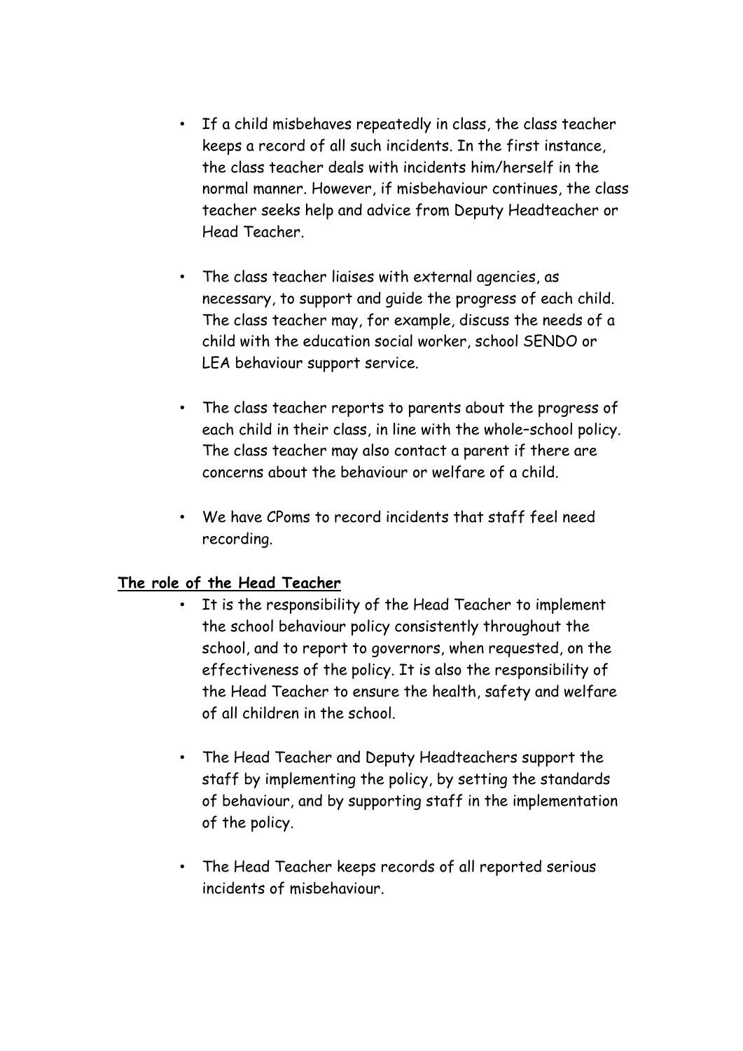- If a child misbehaves repeatedly in class, the class teacher keeps a record of all such incidents. In the first instance, the class teacher deals with incidents him/herself in the normal manner. However, if misbehaviour continues, the class teacher seeks help and advice from Deputy Headteacher or Head Teacher.

- The class teacher liaises with external agencies, as necessary, to support and guide the progress of each child. The class teacher may, for example, discuss the needs of a child with the education social worker, school SENDO or LEA behaviour support service.

- The class teacher reports to parents about the progress of each child in their class, in line with the whole–school policy. The class teacher may also contact a parent if there are concerns about the behaviour or welfare of a child.

- We have CPoms to record incidents that staff feel need recording.

**The role of the Head Teacher**

- It is the responsibility of the Head Teacher to implement the school behaviour policy consistently throughout the school, and to report to governors, when requested, on the effectiveness of the policy. It is also the responsibility of the Head Teacher to ensure the health, safety and welfare of all children in the school.

- The Head Teacher and Deputy Headteachers support the staff by implementing the policy, by setting the standards of behaviour, and by supporting staff in the implementation of the policy.

- The Head Teacher keeps records of all reported serious incidents of misbehaviour.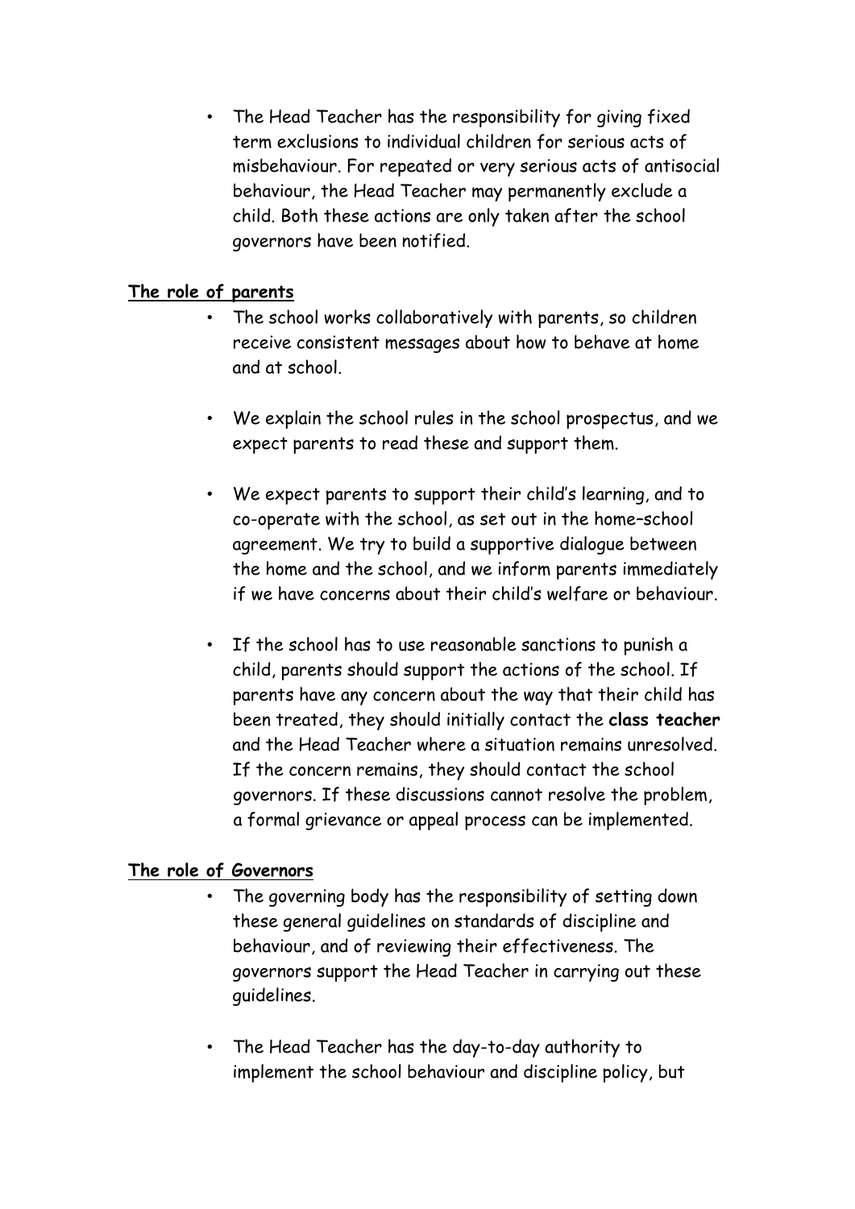- The Head Teacher has the responsibility for giving fixed term exclusions to individual children for serious acts of misbehaviour. For repeated or very serious acts of antisocial behaviour, the Head Teacher may permanently exclude a child. Both these actions are only taken after the school governors have been notified.

**<u>The role of parents</u>**

- The school works collaboratively with parents, so children receive consistent messages about how to behave at home and at school.

- We explain the school rules in the school prospectus, and we expect parents to read these and support them.

- We expect parents to support their child's learning, and to co-operate with the school, as set out in the home–school agreement. We try to build a supportive dialogue between the home and the school, and we inform parents immediately if we have concerns about their child's welfare or behaviour.

- If the school has to use reasonable sanctions to punish a child, parents should support the actions of the school. If parents have any concern about the way that their child has been treated, they should initially contact the **class teacher** and the Head Teacher where a situation remains unresolved. If the concern remains, they should contact the school governors. If these discussions cannot resolve the problem, a formal grievance or appeal process can be implemented.

**<u>The role of Governors</u>**

- The governing body has the responsibility of setting down these general guidelines on standards of discipline and behaviour, and of reviewing their effectiveness. The governors support the Head Teacher in carrying out these guidelines.

- The Head Teacher has the day-to-day authority to implement the school behaviour and discipline policy, but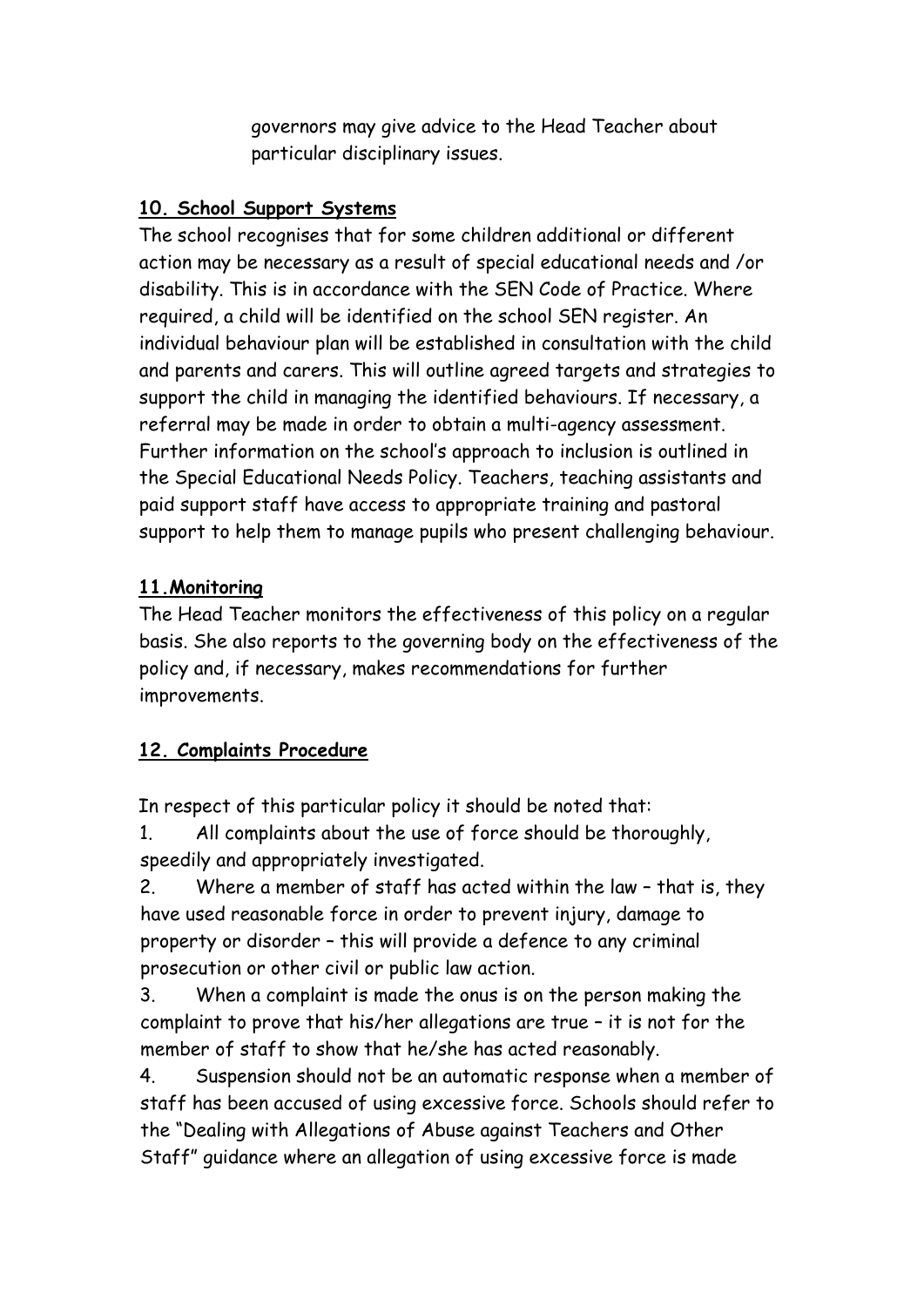governors may give advice to the Head Teacher about particular disciplinary issues.

## 10. School Support Systems

The school recognises that for some children additional or different action may be necessary as a result of special educational needs and /or disability. This is in accordance with the SEN Code of Practice. Where required, a child will be identified on the school SEN register. An individual behaviour plan will be established in consultation with the child and parents and carers. This will outline agreed targets and strategies to support the child in managing the identified behaviours. If necessary, a referral may be made in order to obtain a multi-agency assessment. Further information on the school's approach to inclusion is outlined in the Special Educational Needs Policy. Teachers, teaching assistants and paid support staff have access to appropriate training and pastoral support to help them to manage pupils who present challenging behaviour.

## 11.Monitoring

The Head Teacher monitors the effectiveness of this policy on a regular basis. She also reports to the governing body on the effectiveness of the policy and, if necessary, makes recommendations for further improvements.

## 12. Complaints Procedure

In respect of this particular policy it should be noted that:

1. All complaints about the use of force should be thoroughly, speedily and appropriately investigated.
2. Where a member of staff has acted within the law – that is, they have used reasonable force in order to prevent injury, damage to property or disorder – this will provide a defence to any criminal prosecution or other civil or public law action.
3. When a complaint is made the onus is on the person making the complaint to prove that his/her allegations are true – it is not for the member of staff to show that he/she has acted reasonably.
4. Suspension should not be an automatic response when a member of staff has been accused of using excessive force. Schools should refer to the "Dealing with Allegations of Abuse against Teachers and Other Staff" guidance where an allegation of using excessive force is made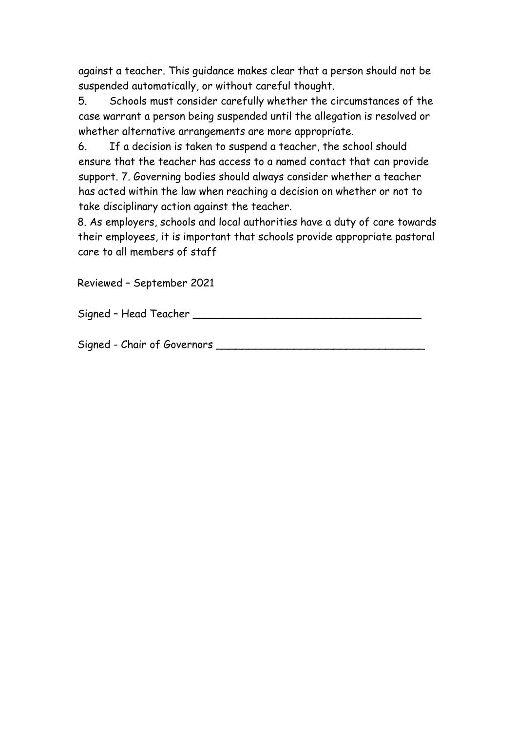against a teacher. This guidance makes clear that a person should not be suspended automatically, or without careful thought.

5. Schools must consider carefully whether the circumstances of the case warrant a person being suspended until the allegation is resolved or whether alternative arrangements are more appropriate.

6. If a decision is taken to suspend a teacher, the school should ensure that the teacher has access to a named contact that can provide support. 7. Governing bodies should always consider whether a teacher has acted within the law when reaching a decision on whether or not to take disciplinary action against the teacher.

8. As employers, schools and local authorities have a duty of care towards their employees, it is important that schools provide appropriate pastoral care to all members of staff

Reviewed – September 2021

Signed – Head Teacher ___________________________________

Signed - Chair of Governors ________________________________